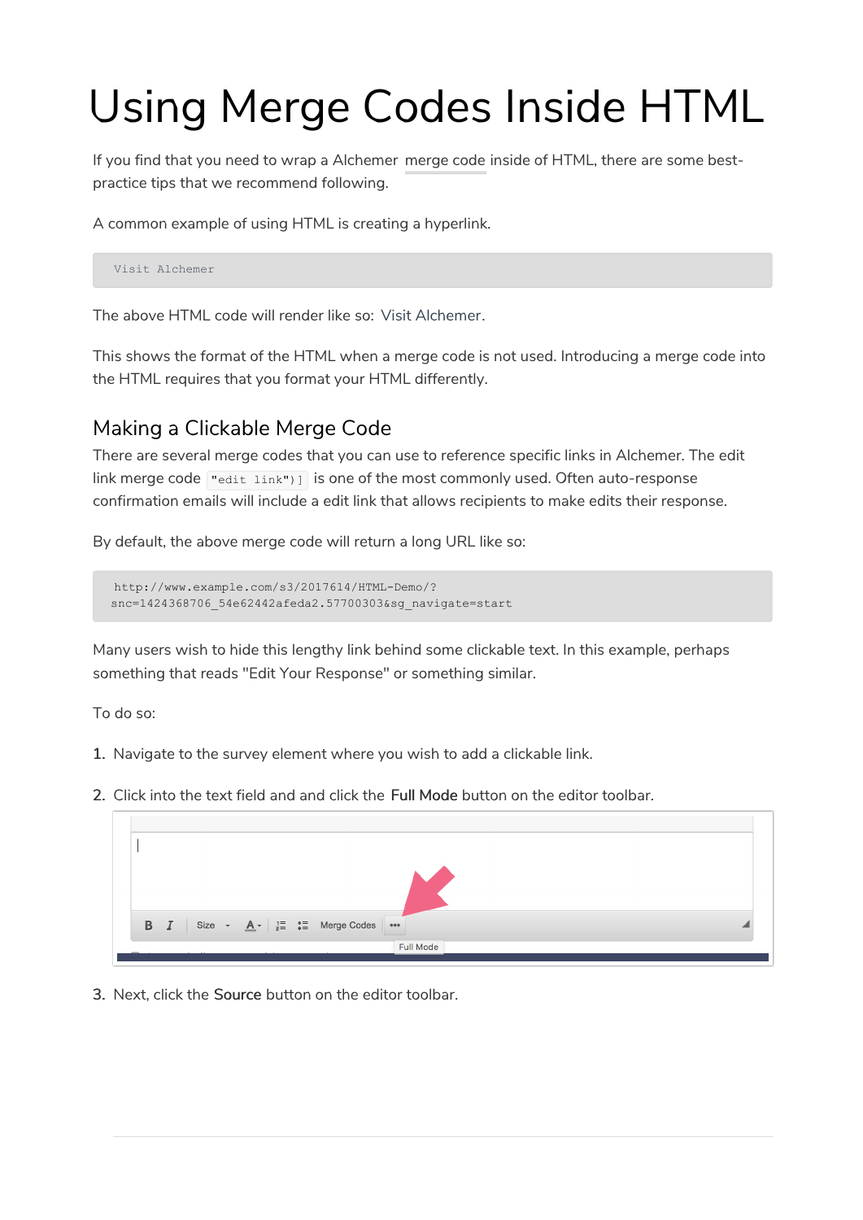# Using Merge Codes Inside HTML

If you find that you need to wrap a Alchemer merge code inside of HTML, there are some best-practice tips that we recommend following.

A common example of using HTML is creating a hyperlink.

```
Visit Alchemer
```

The above HTML code will render like so: Visit Alchemer.

This shows the format of the HTML when a merge code is not used. Introducing a merge code into the HTML requires that you format your HTML differently.

## Making a Clickable Merge Code

There are several merge codes that you can use to reference specific links in Alchemer. The edit link merge code `"edit link")]` is one of the most commonly used. Often auto-response confirmation emails will include a edit link that allows recipients to make edits their response.

By default, the above merge code will return a long URL like so:

```
http://www.example.com/s3/2017614/HTML-Demo/?
snc=1424368706_54e62442afeda2.57700303&sg_navigate=start
```

Many users wish to hide this lengthy link behind some clickable text. In this example, perhaps something that reads "Edit Your Response" or something similar.

To do so:

1. Navigate to the survey element where you wish to add a clickable link.
2. Click into the text field and and click the **Full Mode** button on the editor toolbar.
3. Next, click the **Source** button on the editor toolbar.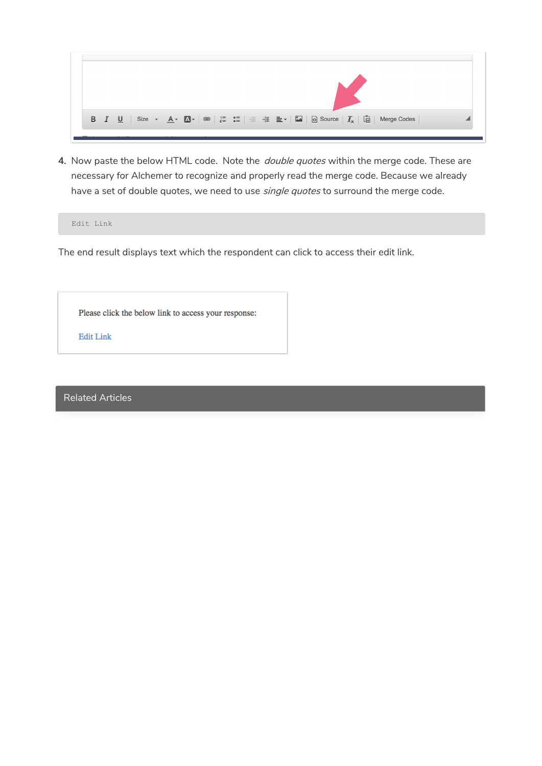4. Now paste the below HTML code. Note the *double quotes* within the merge code. These are necessary for Alchemer to recognize and properly read the merge code. Because we already have a set of double quotes, we need to use *single quotes* to surround the merge code.

```
Edit Link
```

The end result displays text which the respondent can click to access their edit link.

Please click the below link to access your response:

Edit Link

## Related Articles